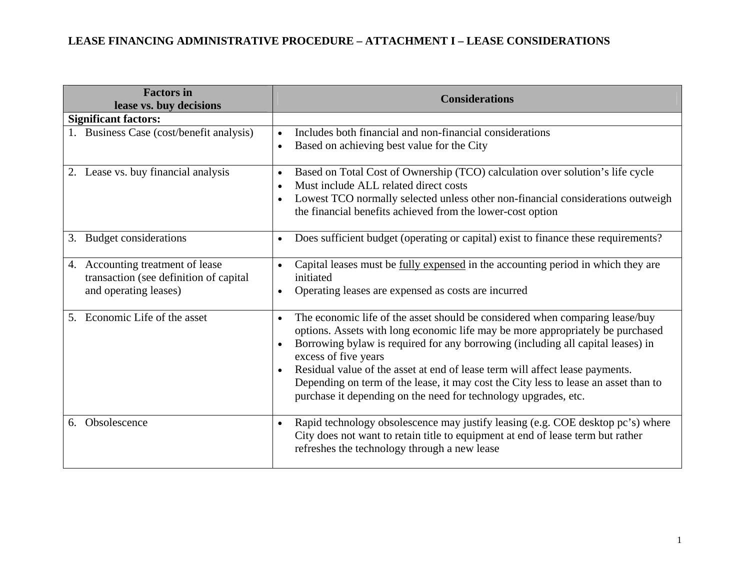# LEASE FINANCING ADMINISTRATIVE PROCEDURE – ATTACHMENT I – LEASE CONSIDERATIONS

| Factors in lease vs. buy decisions | Considerations |
|---|---|
| **Significant factors:** | |
| 1. Business Case (cost/benefit analysis) | • Includes both financial and non-financial considerations<br>• Based on achieving best value for the City |
| 2. Lease vs. buy financial analysis | • Based on Total Cost of Ownership (TCO) calculation over solution's life cycle<br>• Must include ALL related direct costs<br>• Lowest TCO normally selected unless other non-financial considerations outweigh the financial benefits achieved from the lower-cost option |
| 3. Budget considerations | • Does sufficient budget (operating or capital) exist to finance these requirements? |
| 4. Accounting treatment of lease transaction (see definition of capital and operating leases) | • Capital leases must be <u>fully expensed</u> in the accounting period in which they are initiated<br>• Operating leases are expensed as costs are incurred |
| 5. Economic Life of the asset | • The economic life of the asset should be considered when comparing lease/buy options. Assets with long economic life may be more appropriately be purchased<br>• Borrowing bylaw is required for any borrowing (including all capital leases) in excess of five years<br>• Residual value of the asset at end of lease term will affect lease payments. Depending on term of the lease, it may cost the City less to lease an asset than to purchase it depending on the need for technology upgrades, etc. |
| 6. Obsolescence | • Rapid technology obsolescence may justify leasing (e.g. COE desktop pc's) where City does not want to retain title to equipment at end of lease term but rather refreshes the technology through a new lease |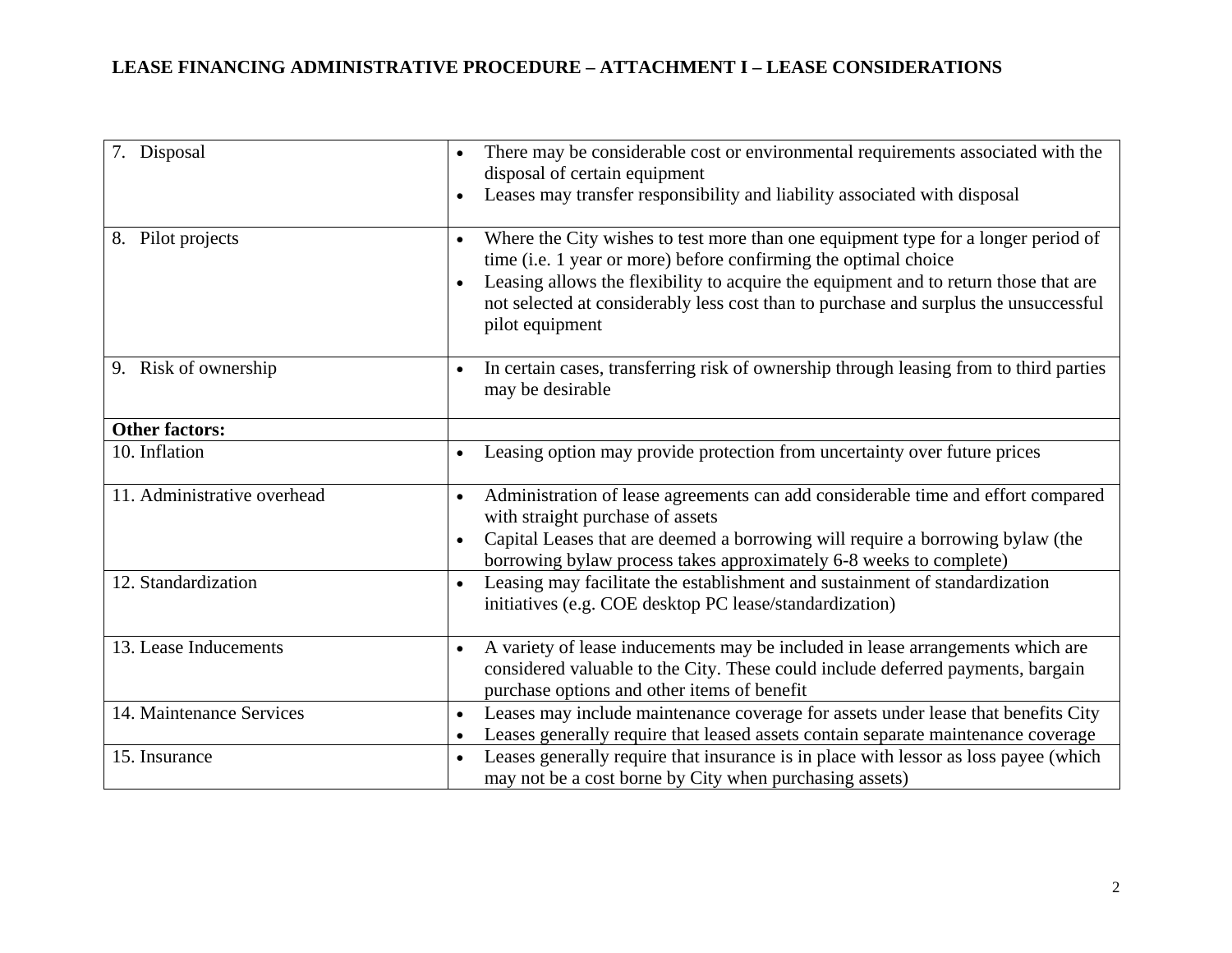**LEASE FINANCING ADMINISTRATIVE PROCEDURE – ATTACHMENT I – LEASE CONSIDERATIONS**

| | |
|---|---|
| 7. Disposal | • There may be considerable cost or environmental requirements associated with the disposal of certain equipment<br>• Leases may transfer responsibility and liability associated with disposal |
| 8. Pilot projects | • Where the City wishes to test more than one equipment type for a longer period of time (i.e. 1 year or more) before confirming the optimal choice<br>• Leasing allows the flexibility to acquire the equipment and to return those that are not selected at considerably less cost than to purchase and surplus the unsuccessful pilot equipment |
| 9. Risk of ownership | • In certain cases, transferring risk of ownership through leasing from to third parties may be desirable |
| **Other factors:** | |
| 10. Inflation | • Leasing option may provide protection from uncertainty over future prices |
| 11. Administrative overhead | • Administration of lease agreements can add considerable time and effort compared with straight purchase of assets<br>• Capital Leases that are deemed a borrowing will require a borrowing bylaw (the borrowing bylaw process takes approximately 6-8 weeks to complete) |
| 12. Standardization | • Leasing may facilitate the establishment and sustainment of standardization initiatives (e.g. COE desktop PC lease/standardization) |
| 13. Lease Inducements | • A variety of lease inducements may be included in lease arrangements which are considered valuable to the City. These could include deferred payments, bargain purchase options and other items of benefit |
| 14. Maintenance Services | • Leases may include maintenance coverage for assets under lease that benefits City<br>• Leases generally require that leased assets contain separate maintenance coverage |
| 15. Insurance | • Leases generally require that insurance is in place with lessor as loss payee (which may not be a cost borne by City when purchasing assets) |